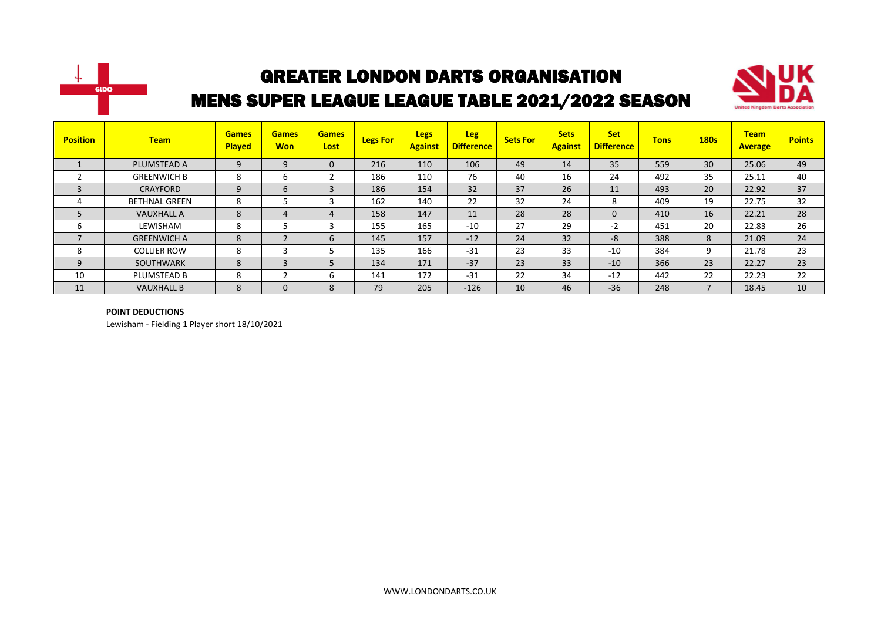# GREATER LONDON DARTS ORGANISATION

## MENS SUPER LEAGUE LEAGUE TABLE 2021/2022 SEASON

| Position | Team | Games Played | Games Won | Games Lost | Legs For | Legs Against | Leg Difference | Sets For | Sets Against | Set Difference | Tons | 180s | Team Average | Points |
|---|---|---|---|---|---|---|---|---|---|---|---|---|---|---|
| 1 | PLUMSTEAD A | 9 | 9 | 0 | 216 | 110 | 106 | 49 | 14 | 35 | 559 | 30 | 25.06 | 49 |
| 2 | GREENWICH B | 8 | 6 | 2 | 186 | 110 | 76 | 40 | 16 | 24 | 492 | 35 | 25.11 | 40 |
| 3 | CRAYFORD | 9 | 6 | 3 | 186 | 154 | 32 | 37 | 26 | 11 | 493 | 20 | 22.92 | 37 |
| 4 | BETHNAL GREEN | 8 | 5 | 3 | 162 | 140 | 22 | 32 | 24 | 8 | 409 | 19 | 22.75 | 32 |
| 5 | VAUXHALL A | 8 | 4 | 4 | 158 | 147 | 11 | 28 | 28 | 0 | 410 | 16 | 22.21 | 28 |
| 6 | LEWISHAM | 8 | 5 | 3 | 155 | 165 | -10 | 27 | 29 | -2 | 451 | 20 | 22.83 | 26 |
| 7 | GREENWICH A | 8 | 2 | 6 | 145 | 157 | -12 | 24 | 32 | -8 | 388 | 8 | 21.09 | 24 |
| 8 | COLLIER ROW | 8 | 3 | 5 | 135 | 166 | -31 | 23 | 33 | -10 | 384 | 9 | 21.78 | 23 |
| 9 | SOUTHWARK | 8 | 3 | 5 | 134 | 171 | -37 | 23 | 33 | -10 | 366 | 23 | 22.27 | 23 |
| 10 | PLUMSTEAD B | 8 | 2 | 6 | 141 | 172 | -31 | 22 | 34 | -12 | 442 | 22 | 22.23 | 22 |
| 11 | VAUXHALL B | 8 | 0 | 8 | 79 | 205 | -126 | 10 | 46 | -36 | 248 | 7 | 18.45 | 10 |

**POINT DEDUCTIONS**

Lewisham - Fielding 1 Player short 18/10/2021

WWW.LONDONDARTS.CO.UK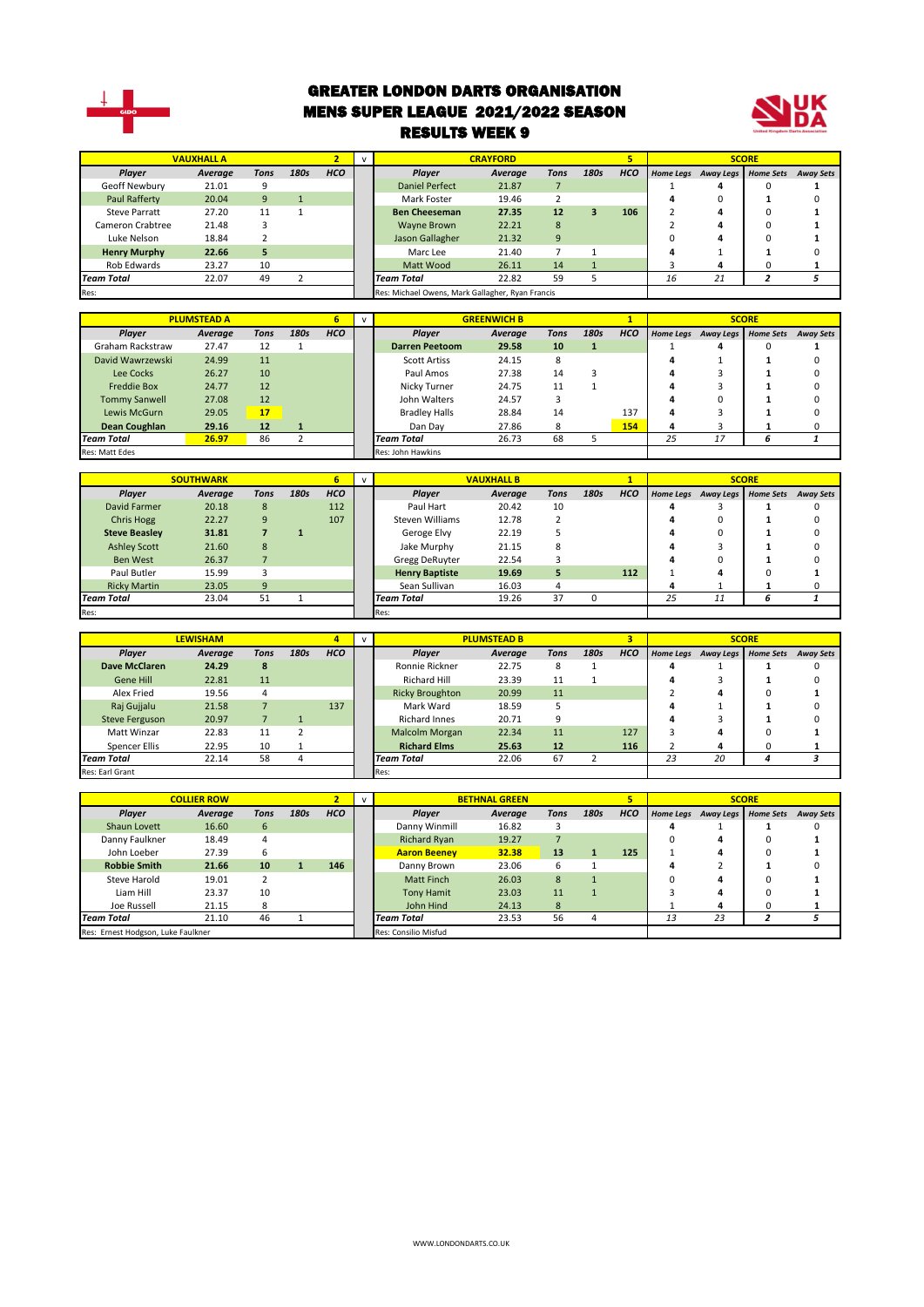# GREATER LONDON DARTS ORGANISATION
# MENS SUPER LEAGUE 2021/2022 SEASON
# RESULTS WEEK 9

| VAUXHALL A | | | | 2 | v | CRAYFORD | | | | 5 | SCORE | | | |
|---|---|---|---|---|---|---|---|---|---|---|---|---|---|---|
| Player | Average | Tons | 180s | HCO | | Player | Average | Tons | 180s | HCO | Home Legs | Away Legs | Home Sets | Away Sets |
| Geoff Newbury | 21.01 | 9 | | | | Daniel Perfect | 21.87 | 7 | | | 1 | 4 | 0 | 1 |
| Paul Rafferty | 20.04 | 9 | 1 | | | Mark Foster | 19.46 | 2 | | | 4 | 0 | 1 | 0 |
| Steve Parratt | 27.20 | 11 | 1 | | | **Ben Cheeseman** | **27.35** | **12** | **3** | **106** | 2 | 4 | 0 | 1 |
| Cameron Crabtree | 21.48 | 3 | | | | Wayne Brown | 22.21 | 8 | | | 2 | 4 | 0 | 1 |
| Luke Nelson | 18.84 | 2 | | | | Jason Gallagher | 21.32 | 9 | | | 0 | 4 | 0 | 1 |
| **Henry Murphy** | **22.66** | **5** | | | | Marc Lee | 21.40 | 7 | 1 | | 4 | 1 | 1 | 0 |
| Rob Edwards | 23.27 | 10 | | | | Matt Wood | 26.11 | 14 | 1 | | 3 | 4 | 0 | 1 |
| *Team Total* | 22.07 | 49 | 2 | | | *Team Total* | 22.82 | 59 | 5 | | 16 | 21 | 2 | 5 |
| Res: | | | | | | Res: Michael Owens, Mark Gallagher, Ryan Francis | | | | | | | | |

| PLUMSTEAD A | | | | 6 | v | GREENWICH B | | | | 1 | SCORE | | | |
|---|---|---|---|---|---|---|---|---|---|---|---|---|---|---|
| Player | Average | Tons | 180s | HCO | | Player | Average | Tons | 180s | HCO | Home Legs | Away Legs | Home Sets | Away Sets |
| Graham Rackstraw | 27.47 | 12 | 1 | | | **Darren Peetoom** | **29.58** | **10** | **1** | | 1 | 4 | 0 | 1 |
| David Wawrzewski | 24.99 | 11 | | | | Scott Artiss | 24.15 | 8 | | | 4 | 1 | 1 | 0 |
| Lee Cocks | 26.27 | 10 | | | | Paul Amos | 27.38 | 14 | 3 | | 4 | 3 | 1 | 0 |
| Freddie Box | 24.77 | 12 | | | | Nicky Turner | 24.75 | 11 | 1 | | 4 | 3 | 1 | 0 |
| Tommy Sanwell | 27.08 | 12 | | | | John Walters | 24.57 | 3 | | | 4 | 0 | 1 | 0 |
| Lewis McGurn | 29.05 | 17 | | | | Bradley Halls | 28.84 | 14 | | 137 | 4 | 3 | 1 | 0 |
| **Dean Coughlan** | **29.16** | **12** | **1** | | | Dan Day | 27.86 | 8 | | 154 | 4 | 3 | 1 | 0 |
| *Team Total* | 26.97 | 86 | 2 | | | *Team Total* | 26.73 | 68 | 5 | | 25 | 17 | 6 | 1 |
| Res: Matt Edes | | | | | | Res: John Hawkins | | | | | | | | |

| SOUTHWARK | | | | 6 | v | VAUXHALL B | | | | 1 | SCORE | | | |
|---|---|---|---|---|---|---|---|---|---|---|---|---|---|---|
| Player | Average | Tons | 180s | HCO | | Player | Average | Tons | 180s | HCO | Home Legs | Away Legs | Home Sets | Away Sets |
| David Farmer | 20.18 | 8 | | 112 | | Paul Hart | 20.42 | 10 | | | 4 | 3 | 1 | 0 |
| Chris Hogg | 22.27 | 9 | | 107 | | Steven Williams | 12.78 | 2 | | | 4 | 0 | 1 | 0 |
| **Steve Beasley** | **31.81** | **7** | **1** | | | Geroge Elvy | 22.19 | 5 | | | 4 | 0 | 1 | 0 |
| Ashley Scott | 21.60 | 8 | | | | Jake Murphy | 21.15 | 8 | | | 4 | 3 | 1 | 0 |
| Ben West | 26.37 | 7 | | | | Gregg DeRuyter | 22.54 | 3 | | | 4 | 0 | 1 | 0 |
| Paul Butler | 15.99 | 3 | | | | **Henry Baptiste** | **19.69** | **5** | | **112** | 1 | 4 | 0 | 1 |
| Ricky Martin | 23.05 | 9 | | | | Sean Sullivan | 16.03 | 4 | | | 4 | 1 | 1 | 0 |
| *Team Total* | 23.04 | 51 | 1 | | | *Team Total* | 19.26 | 37 | 0 | | 25 | 11 | 6 | 1 |
| Res: | | | | | | Res: | | | | | | | | |

| LEWISHAM | | | | 4 | v | PLUMSTEAD B | | | | 3 | SCORE | | | |
|---|---|---|---|---|---|---|---|---|---|---|---|---|---|---|
| Player | Average | Tons | 180s | HCO | | Player | Average | Tons | 180s | HCO | Home Legs | Away Legs | Home Sets | Away Sets |
| **Dave McClaren** | **24.29** | **8** | | | | Ronnie Rickner | 22.75 | 8 | 1 | | 4 | 1 | 1 | 0 |
| Gene Hill | 22.81 | 11 | | | | Richard Hill | 23.39 | 11 | 1 | | 4 | 3 | 1 | 0 |
| Alex Fried | 19.56 | 4 | | | | Ricky Broughton | 20.99 | 11 | | | 2 | 4 | 0 | 1 |
| Raj Gujjalu | 21.58 | 7 | | 137 | | Mark Ward | 18.59 | 5 | | | 4 | 1 | 1 | 0 |
| Steve Ferguson | 20.97 | 7 | 1 | | | Richard Innes | 20.71 | 9 | | | 4 | 3 | 1 | 0 |
| Matt Winzar | 22.83 | 11 | 2 | | | Malcolm Morgan | 22.34 | 11 | | 127 | 3 | 4 | 0 | 1 |
| Spencer Ellis | 22.95 | 10 | 1 | | | **Richard Elms** | **25.63** | **12** | | **116** | 2 | 4 | 0 | 1 |
| *Team Total* | 22.14 | 58 | 4 | | | *Team Total* | 22.06 | 67 | 2 | | 23 | 20 | 4 | 3 |
| Res: Earl Grant | | | | | | Res: | | | | | | | | |

| COLLIER ROW | | | | 2 | v | BETHNAL GREEN | | | | 5 | SCORE | | | |
|---|---|---|---|---|---|---|---|---|---|---|---|---|---|---|
| Player | Average | Tons | 180s | HCO | | Player | Average | Tons | 180s | HCO | Home Legs | Away Legs | Home Sets | Away Sets |
| Shaun Lovett | 16.60 | 6 | | | | Danny Winmill | 16.82 | 3 | | | 4 | 1 | 1 | 0 |
| Danny Faulkner | 18.49 | 4 | | | | Richard Ryan | 19.27 | 7 | | | 0 | 4 | 0 | 1 |
| John Loeber | 27.39 | 6 | | | | **Aaron Beeney** | **32.38** | **13** | **1** | **125** | 1 | 4 | 0 | 1 |
| **Robbie Smith** | **21.66** | **10** | **1** | **146** | | Danny Brown | 23.06 | 6 | 1 | | 4 | 2 | 1 | 0 |
| Steve Harold | 19.01 | 2 | | | | Matt Finch | 26.03 | 8 | 1 | | 0 | 4 | 0 | 1 |
| Liam Hill | 23.37 | 10 | | | | Tony Hamit | 23.03 | 11 | 1 | | 3 | 4 | 0 | 1 |
| Joe Russell | 21.15 | 8 | | | | John Hind | 24.13 | 8 | | | 1 | 4 | 0 | 1 |
| *Team Total* | 21.10 | 46 | 1 | | | *Team Total* | 23.53 | 56 | 4 | | 13 | 23 | 2 | 5 |
| Res: Ernest Hodgson, Luke Faulkner | | | | | | Res: Consilio Misfud | | | | | | | | |

WWW.LONDONDARTS.CO.UK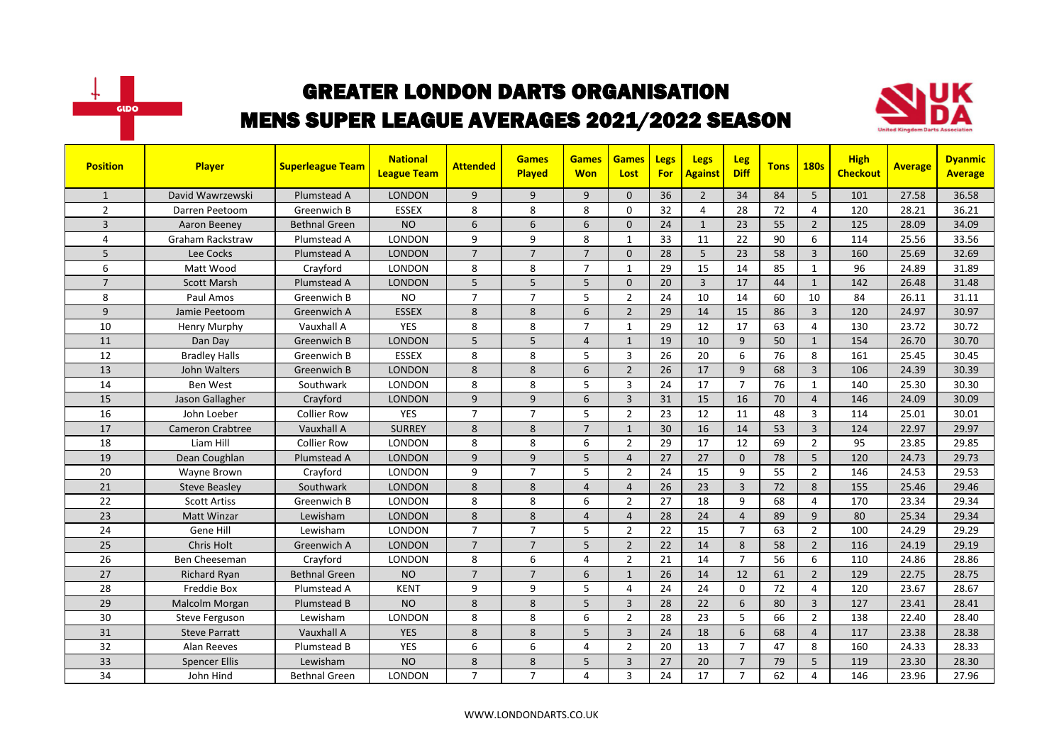# GREATER LONDON DARTS ORGANISATION

# MENS SUPER LEAGUE AVERAGES 2021/2022 SEASON

| Position | Player | Superleague Team | National League Team | Attended | Games Played | Games Won | Games Lost | Legs For | Legs Against | Leg Diff | Tons | 180s | High Checkout | Average | Dyanmic Average |
|---|---|---|---|---|---|---|---|---|---|---|---|---|---|---|---|
| 1 | David Wawrzewski | Plumstead A | LONDON | 9 | 9 | 9 | 0 | 36 | 2 | 34 | 84 | 5 | 101 | 27.58 | 36.58 |
| 2 | Darren Peetoom | Greenwich B | ESSEX | 8 | 8 | 8 | 0 | 32 | 4 | 28 | 72 | 4 | 120 | 28.21 | 36.21 |
| 3 | Aaron Beeney | Bethnal Green | NO | 6 | 6 | 6 | 0 | 24 | 1 | 23 | 55 | 2 | 125 | 28.09 | 34.09 |
| 4 | Graham Rackstraw | Plumstead A | LONDON | 9 | 9 | 8 | 1 | 33 | 11 | 22 | 90 | 6 | 114 | 25.56 | 33.56 |
| 5 | Lee Cocks | Plumstead A | LONDON | 7 | 7 | 7 | 0 | 28 | 5 | 23 | 58 | 3 | 160 | 25.69 | 32.69 |
| 6 | Matt Wood | Crayford | LONDON | 8 | 8 | 7 | 1 | 29 | 15 | 14 | 85 | 1 | 96 | 24.89 | 31.89 |
| 7 | Scott Marsh | Plumstead A | LONDON | 5 | 5 | 5 | 0 | 20 | 3 | 17 | 44 | 1 | 142 | 26.48 | 31.48 |
| 8 | Paul Amos | Greenwich B | NO | 7 | 7 | 5 | 2 | 24 | 10 | 14 | 60 | 10 | 84 | 26.11 | 31.11 |
| 9 | Jamie Peetoom | Greenwich A | ESSEX | 8 | 8 | 6 | 2 | 29 | 14 | 15 | 86 | 3 | 120 | 24.97 | 30.97 |
| 10 | Henry Murphy | Vauxhall A | YES | 8 | 8 | 7 | 1 | 29 | 12 | 17 | 63 | 4 | 130 | 23.72 | 30.72 |
| 11 | Dan Day | Greenwich B | LONDON | 5 | 5 | 4 | 1 | 19 | 10 | 9 | 50 | 1 | 154 | 26.70 | 30.70 |
| 12 | Bradley Halls | Greenwich B | ESSEX | 8 | 8 | 5 | 3 | 26 | 20 | 6 | 76 | 8 | 161 | 25.45 | 30.45 |
| 13 | John Walters | Greenwich B | LONDON | 8 | 8 | 6 | 2 | 26 | 17 | 9 | 68 | 3 | 106 | 24.39 | 30.39 |
| 14 | Ben West | Southwark | LONDON | 8 | 8 | 5 | 3 | 24 | 17 | 7 | 76 | 1 | 140 | 25.30 | 30.30 |
| 15 | Jason Gallagher | Crayford | LONDON | 9 | 9 | 6 | 3 | 31 | 15 | 16 | 70 | 4 | 146 | 24.09 | 30.09 |
| 16 | John Loeber | Collier Row | YES | 7 | 7 | 5 | 2 | 23 | 12 | 11 | 48 | 3 | 114 | 25.01 | 30.01 |
| 17 | Cameron Crabtree | Vauxhall A | SURREY | 8 | 8 | 7 | 1 | 30 | 16 | 14 | 53 | 3 | 124 | 22.97 | 29.97 |
| 18 | Liam Hill | Collier Row | LONDON | 8 | 8 | 6 | 2 | 29 | 17 | 12 | 69 | 2 | 95 | 23.85 | 29.85 |
| 19 | Dean Coughlan | Plumstead A | LONDON | 9 | 9 | 5 | 4 | 27 | 27 | 0 | 78 | 5 | 120 | 24.73 | 29.73 |
| 20 | Wayne Brown | Crayford | LONDON | 9 | 7 | 5 | 2 | 24 | 15 | 9 | 55 | 2 | 146 | 24.53 | 29.53 |
| 21 | Steve Beasley | Southwark | LONDON | 8 | 8 | 4 | 4 | 26 | 23 | 3 | 72 | 8 | 155 | 25.46 | 29.46 |
| 22 | Scott Artiss | Greenwich B | LONDON | 8 | 8 | 6 | 2 | 27 | 18 | 9 | 68 | 4 | 170 | 23.34 | 29.34 |
| 23 | Matt Winzar | Lewisham | LONDON | 8 | 8 | 4 | 4 | 28 | 24 | 4 | 89 | 9 | 80 | 25.34 | 29.34 |
| 24 | Gene Hill | Lewisham | LONDON | 7 | 7 | 5 | 2 | 22 | 15 | 7 | 63 | 2 | 100 | 24.29 | 29.29 |
| 25 | Chris Holt | Greenwich A | LONDON | 7 | 7 | 5 | 2 | 22 | 14 | 8 | 58 | 2 | 116 | 24.19 | 29.19 |
| 26 | Ben Cheeseman | Crayford | LONDON | 8 | 6 | 4 | 2 | 21 | 14 | 7 | 56 | 6 | 110 | 24.86 | 28.86 |
| 27 | Richard Ryan | Bethnal Green | NO | 7 | 7 | 6 | 1 | 26 | 14 | 12 | 61 | 2 | 129 | 22.75 | 28.75 |
| 28 | Freddie Box | Plumstead A | KENT | 9 | 9 | 5 | 4 | 24 | 24 | 0 | 72 | 4 | 120 | 23.67 | 28.67 |
| 29 | Malcolm Morgan | Plumstead B | NO | 8 | 8 | 5 | 3 | 28 | 22 | 6 | 80 | 3 | 127 | 23.41 | 28.41 |
| 30 | Steve Ferguson | Lewisham | LONDON | 8 | 8 | 6 | 2 | 28 | 23 | 5 | 66 | 2 | 138 | 22.40 | 28.40 |
| 31 | Steve Parratt | Vauxhall A | YES | 8 | 8 | 5 | 3 | 24 | 18 | 6 | 68 | 4 | 117 | 23.38 | 28.38 |
| 32 | Alan Reeves | Plumstead B | YES | 6 | 6 | 4 | 2 | 20 | 13 | 7 | 47 | 8 | 160 | 24.33 | 28.33 |
| 33 | Spencer Ellis | Lewisham | NO | 8 | 8 | 5 | 3 | 27 | 20 | 7 | 79 | 5 | 119 | 23.30 | 28.30 |
| 34 | John Hind | Bethnal Green | LONDON | 7 | 7 | 4 | 3 | 24 | 17 | 7 | 62 | 4 | 146 | 23.96 | 27.96 |

WWW.LONDONDARTS.CO.UK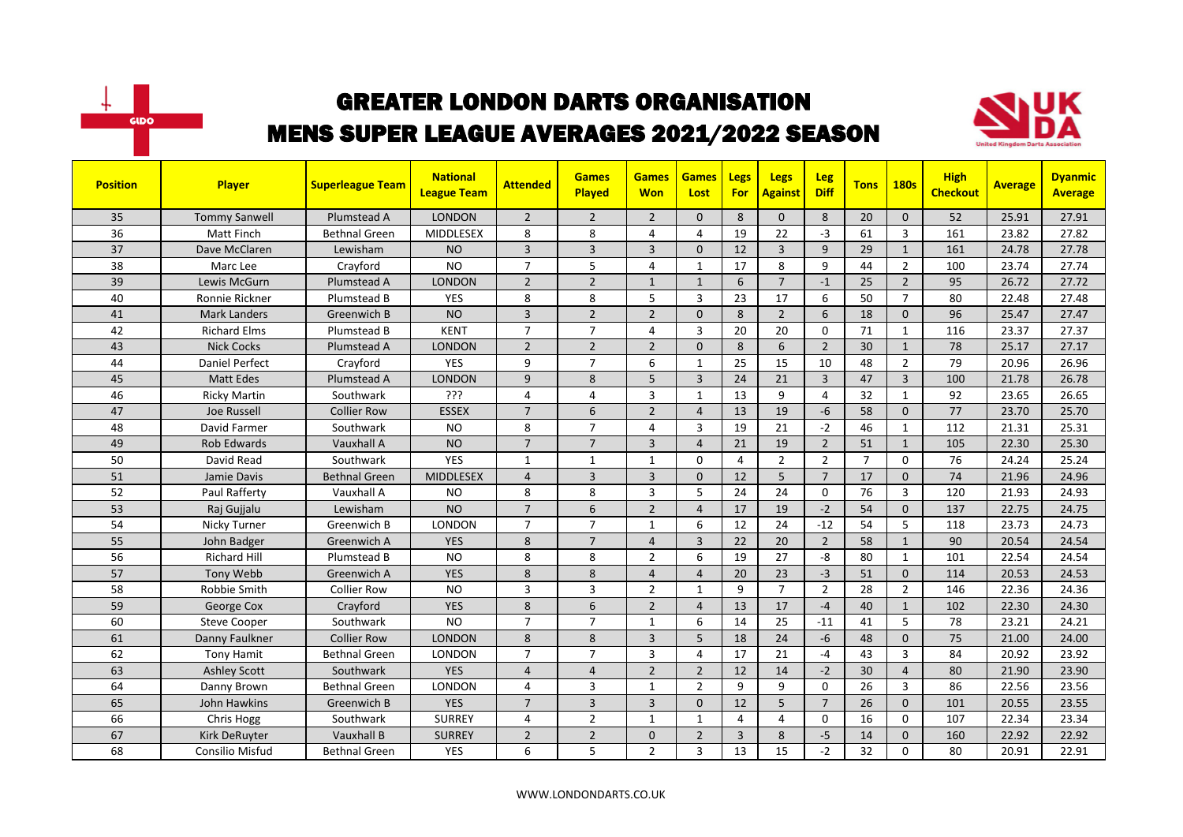# GREATER LONDON DARTS ORGANISATION

## MENS SUPER LEAGUE AVERAGES 2021/2022 SEASON

| Position | Player | Superleague Team | National League Team | Attended | Games Played | Games Won | Games Lost | Legs For | Legs Against | Leg Diff | Tons | 180s | High Checkout | Average | Dyanmic Average |
|---|---|---|---|---|---|---|---|---|---|---|---|---|---|---|---|
| 35 | Tommy Sanwell | Plumstead A | LONDON | 2 | 2 | 2 | 0 | 8 | 0 | 8 | 20 | 0 | 52 | 25.91 | 27.91 |
| 36 | Matt Finch | Bethnal Green | MIDDLESEX | 8 | 8 | 4 | 4 | 19 | 22 | -3 | 61 | 3 | 161 | 23.82 | 27.82 |
| 37 | Dave McClaren | Lewisham | NO | 3 | 3 | 3 | 0 | 12 | 3 | 9 | 29 | 1 | 161 | 24.78 | 27.78 |
| 38 | Marc Lee | Crayford | NO | 7 | 5 | 4 | 1 | 17 | 8 | 9 | 44 | 2 | 100 | 23.74 | 27.74 |
| 39 | Lewis McGurn | Plumstead A | LONDON | 2 | 2 | 1 | 1 | 6 | 7 | -1 | 25 | 2 | 95 | 26.72 | 27.72 |
| 40 | Ronnie Rickner | Plumstead B | YES | 8 | 8 | 5 | 3 | 23 | 17 | 6 | 50 | 7 | 80 | 22.48 | 27.48 |
| 41 | Mark Landers | Greenwich B | NO | 3 | 2 | 2 | 0 | 8 | 2 | 6 | 18 | 0 | 96 | 25.47 | 27.47 |
| 42 | Richard Elms | Plumstead B | KENT | 7 | 7 | 4 | 3 | 20 | 20 | 0 | 71 | 1 | 116 | 23.37 | 27.37 |
| 43 | Nick Cocks | Plumstead A | LONDON | 2 | 2 | 2 | 0 | 8 | 6 | 2 | 30 | 1 | 78 | 25.17 | 27.17 |
| 44 | Daniel Perfect | Crayford | YES | 9 | 7 | 6 | 1 | 25 | 15 | 10 | 48 | 2 | 79 | 20.96 | 26.96 |
| 45 | Matt Edes | Plumstead A | LONDON | 9 | 8 | 5 | 3 | 24 | 21 | 3 | 47 | 3 | 100 | 21.78 | 26.78 |
| 46 | Ricky Martin | Southwark | ??? | 4 | 4 | 3 | 1 | 13 | 9 | 4 | 32 | 1 | 92 | 23.65 | 26.65 |
| 47 | Joe Russell | Collier Row | ESSEX | 7 | 6 | 2 | 4 | 13 | 19 | -6 | 58 | 0 | 77 | 23.70 | 25.70 |
| 48 | David Farmer | Southwark | NO | 8 | 7 | 4 | 3 | 19 | 21 | -2 | 46 | 1 | 112 | 21.31 | 25.31 |
| 49 | Rob Edwards | Vauxhall A | NO | 7 | 7 | 3 | 4 | 21 | 19 | 2 | 51 | 1 | 105 | 22.30 | 25.30 |
| 50 | David Read | Southwark | YES | 1 | 1 | 1 | 0 | 4 | 2 | 2 | 7 | 0 | 76 | 24.24 | 25.24 |
| 51 | Jamie Davis | Bethnal Green | MIDDLESEX | 4 | 3 | 3 | 0 | 12 | 5 | 7 | 17 | 0 | 74 | 21.96 | 24.96 |
| 52 | Paul Rafferty | Vauxhall A | NO | 8 | 8 | 3 | 5 | 24 | 24 | 0 | 76 | 3 | 120 | 21.93 | 24.93 |
| 53 | Raj Gujjalu | Lewisham | NO | 7 | 6 | 2 | 4 | 17 | 19 | -2 | 54 | 0 | 137 | 22.75 | 24.75 |
| 54 | Nicky Turner | Greenwich B | LONDON | 7 | 7 | 1 | 6 | 12 | 24 | -12 | 54 | 5 | 118 | 23.73 | 24.73 |
| 55 | John Badger | Greenwich A | YES | 8 | 7 | 4 | 3 | 22 | 20 | 2 | 58 | 1 | 90 | 20.54 | 24.54 |
| 56 | Richard Hill | Plumstead B | NO | 8 | 8 | 2 | 6 | 19 | 27 | -8 | 80 | 1 | 101 | 22.54 | 24.54 |
| 57 | Tony Webb | Greenwich A | YES | 8 | 8 | 4 | 4 | 20 | 23 | -3 | 51 | 0 | 114 | 20.53 | 24.53 |
| 58 | Robbie Smith | Collier Row | NO | 3 | 3 | 2 | 1 | 9 | 7 | 2 | 28 | 2 | 146 | 22.36 | 24.36 |
| 59 | George Cox | Crayford | YES | 8 | 6 | 2 | 4 | 13 | 17 | -4 | 40 | 1 | 102 | 22.30 | 24.30 |
| 60 | Steve Cooper | Southwark | NO | 7 | 7 | 1 | 6 | 14 | 25 | -11 | 41 | 5 | 78 | 23.21 | 24.21 |
| 61 | Danny Faulkner | Collier Row | LONDON | 8 | 8 | 3 | 5 | 18 | 24 | -6 | 48 | 0 | 75 | 21.00 | 24.00 |
| 62 | Tony Hamit | Bethnal Green | LONDON | 7 | 7 | 3 | 4 | 17 | 21 | -4 | 43 | 3 | 84 | 20.92 | 23.92 |
| 63 | Ashley Scott | Southwark | YES | 4 | 4 | 2 | 2 | 12 | 14 | -2 | 30 | 4 | 80 | 21.90 | 23.90 |
| 64 | Danny Brown | Bethnal Green | LONDON | 4 | 3 | 1 | 2 | 9 | 9 | 0 | 26 | 3 | 86 | 22.56 | 23.56 |
| 65 | John Hawkins | Greenwich B | YES | 7 | 3 | 3 | 0 | 12 | 5 | 7 | 26 | 0 | 101 | 20.55 | 23.55 |
| 66 | Chris Hogg | Southwark | SURREY | 4 | 2 | 1 | 1 | 4 | 4 | 0 | 16 | 0 | 107 | 22.34 | 23.34 |
| 67 | Kirk DeRuyter | Vauxhall B | SURREY | 2 | 2 | 0 | 2 | 3 | 8 | -5 | 14 | 0 | 160 | 22.92 | 22.92 |
| 68 | Consilio Misfud | Bethnal Green | YES | 6 | 5 | 2 | 3 | 13 | 15 | -2 | 32 | 0 | 80 | 20.91 | 22.91 |

WWW.LONDONDARTS.CO.UK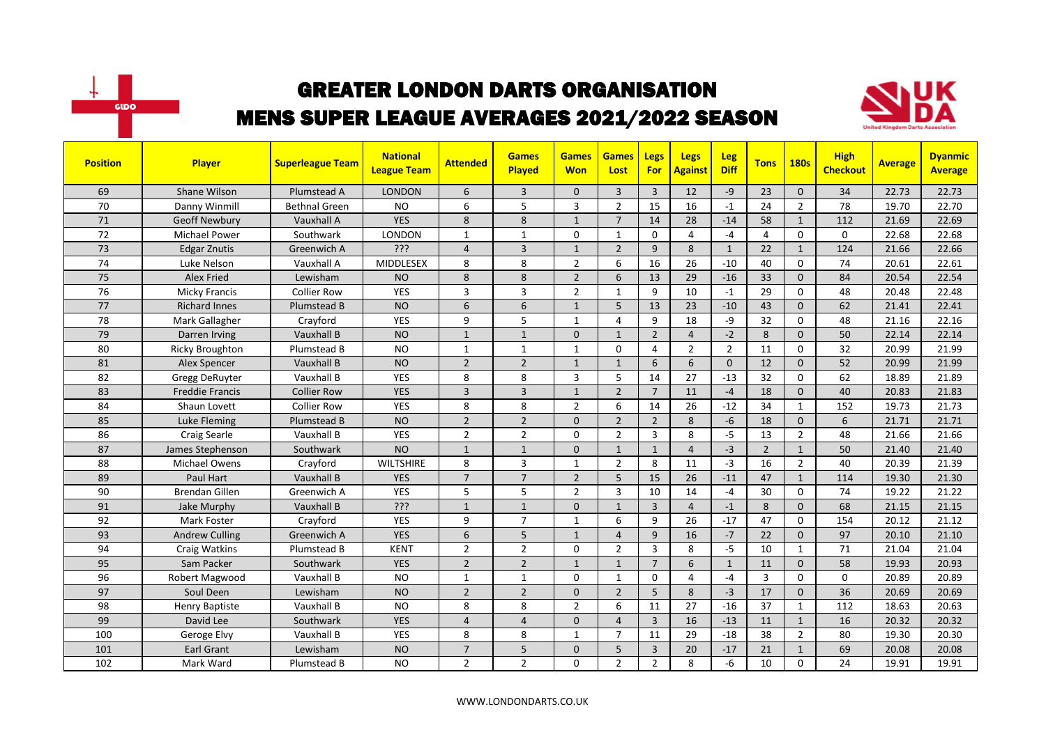# GREATER LONDON DARTS ORGANISATION

## MENS SUPER LEAGUE AVERAGES 2021/2022 SEASON

| Position | Player | Superleague Team | National League Team | Attended | Games Played | Games Won | Games Lost | Legs For | Legs Against | Leg Diff | Tons | 180s | High Checkout | Average | Dyanmic Average |
|---|---|---|---|---|---|---|---|---|---|---|---|---|---|---|---|
| 69 | Shane Wilson | Plumstead A | LONDON | 6 | 3 | 0 | 3 | 3 | 12 | -9 | 23 | 0 | 34 | 22.73 | 22.73 |
| 70 | Danny Winmill | Bethnal Green | NO | 6 | 5 | 3 | 2 | 15 | 16 | -1 | 24 | 2 | 78 | 19.70 | 22.70 |
| 71 | Geoff Newbury | Vauxhall A | YES | 8 | 8 | 1 | 7 | 14 | 28 | -14 | 58 | 1 | 112 | 21.69 | 22.69 |
| 72 | Michael Power | Southwark | LONDON | 1 | 1 | 0 | 1 | 0 | 4 | -4 | 4 | 0 | 0 | 22.68 | 22.68 |
| 73 | Edgar Znutis | Greenwich A | ??? | 4 | 3 | 1 | 2 | 9 | 8 | 1 | 22 | 1 | 124 | 21.66 | 22.66 |
| 74 | Luke Nelson | Vauxhall A | MIDDLESEX | 8 | 8 | 2 | 6 | 16 | 26 | -10 | 40 | 0 | 74 | 20.61 | 22.61 |
| 75 | Alex Fried | Lewisham | NO | 8 | 8 | 2 | 6 | 13 | 29 | -16 | 33 | 0 | 84 | 20.54 | 22.54 |
| 76 | Micky Francis | Collier Row | YES | 3 | 3 | 2 | 1 | 9 | 10 | -1 | 29 | 0 | 48 | 20.48 | 22.48 |
| 77 | Richard Innes | Plumstead B | NO | 6 | 6 | 1 | 5 | 13 | 23 | -10 | 43 | 0 | 62 | 21.41 | 22.41 |
| 78 | Mark Gallagher | Crayford | YES | 9 | 5 | 1 | 4 | 9 | 18 | -9 | 32 | 0 | 48 | 21.16 | 22.16 |
| 79 | Darren Irving | Vauxhall B | NO | 1 | 1 | 0 | 1 | 2 | 4 | -2 | 8 | 0 | 50 | 22.14 | 22.14 |
| 80 | Ricky Broughton | Plumstead B | NO | 1 | 1 | 1 | 0 | 4 | 2 | 2 | 11 | 0 | 32 | 20.99 | 21.99 |
| 81 | Alex Spencer | Vauxhall B | NO | 2 | 2 | 1 | 1 | 6 | 6 | 0 | 12 | 0 | 52 | 20.99 | 21.99 |
| 82 | Gregg DeRuyter | Vauxhall B | YES | 8 | 8 | 3 | 5 | 14 | 27 | -13 | 32 | 0 | 62 | 18.89 | 21.89 |
| 83 | Freddie Francis | Collier Row | YES | 3 | 3 | 1 | 2 | 7 | 11 | -4 | 18 | 0 | 40 | 20.83 | 21.83 |
| 84 | Shaun Lovett | Collier Row | YES | 8 | 8 | 2 | 6 | 14 | 26 | -12 | 34 | 1 | 152 | 19.73 | 21.73 |
| 85 | Luke Fleming | Plumstead B | NO | 2 | 2 | 0 | 2 | 2 | 8 | -6 | 18 | 0 | 6 | 21.71 | 21.71 |
| 86 | Craig Searle | Vauxhall B | YES | 2 | 2 | 0 | 2 | 3 | 8 | -5 | 13 | 2 | 48 | 21.66 | 21.66 |
| 87 | James Stephenson | Southwark | NO | 1 | 1 | 0 | 1 | 1 | 4 | -3 | 2 | 1 | 50 | 21.40 | 21.40 |
| 88 | Michael Owens | Crayford | WILTSHIRE | 8 | 3 | 1 | 2 | 8 | 11 | -3 | 16 | 2 | 40 | 20.39 | 21.39 |
| 89 | Paul Hart | Vauxhall B | YES | 7 | 7 | 2 | 5 | 15 | 26 | -11 | 47 | 1 | 114 | 19.30 | 21.30 |
| 90 | Brendan Gillen | Greenwich A | YES | 5 | 5 | 2 | 3 | 10 | 14 | -4 | 30 | 0 | 74 | 19.22 | 21.22 |
| 91 | Jake Murphy | Vauxhall B | ??? | 1 | 1 | 0 | 1 | 3 | 4 | -1 | 8 | 0 | 68 | 21.15 | 21.15 |
| 92 | Mark Foster | Crayford | YES | 9 | 7 | 1 | 6 | 9 | 26 | -17 | 47 | 0 | 154 | 20.12 | 21.12 |
| 93 | Andrew Culling | Greenwich A | YES | 6 | 5 | 1 | 4 | 9 | 16 | -7 | 22 | 0 | 97 | 20.10 | 21.10 |
| 94 | Craig Watkins | Plumstead B | KENT | 2 | 2 | 0 | 2 | 3 | 8 | -5 | 10 | 1 | 71 | 21.04 | 21.04 |
| 95 | Sam Packer | Southwark | YES | 2 | 2 | 1 | 1 | 7 | 6 | 1 | 11 | 0 | 58 | 19.93 | 20.93 |
| 96 | Robert Magwood | Vauxhall B | NO | 1 | 1 | 0 | 1 | 0 | 4 | -4 | 3 | 0 | 0 | 20.89 | 20.89 |
| 97 | Soul Deen | Lewisham | NO | 2 | 2 | 0 | 2 | 5 | 8 | -3 | 17 | 0 | 36 | 20.69 | 20.69 |
| 98 | Henry Baptiste | Vauxhall B | NO | 8 | 8 | 2 | 6 | 11 | 27 | -16 | 37 | 1 | 112 | 18.63 | 20.63 |
| 99 | David Lee | Southwark | YES | 4 | 4 | 0 | 4 | 3 | 16 | -13 | 11 | 1 | 16 | 20.32 | 20.32 |
| 100 | Geroge Elvy | Vauxhall B | YES | 8 | 8 | 1 | 7 | 11 | 29 | -18 | 38 | 2 | 80 | 19.30 | 20.30 |
| 101 | Earl Grant | Lewisham | NO | 7 | 5 | 0 | 5 | 3 | 20 | -17 | 21 | 1 | 69 | 20.08 | 20.08 |
| 102 | Mark Ward | Plumstead B | NO | 2 | 2 | 0 | 2 | 2 | 8 | -6 | 10 | 0 | 24 | 19.91 | 19.91 |

WWW.LONDONDARTS.CO.UK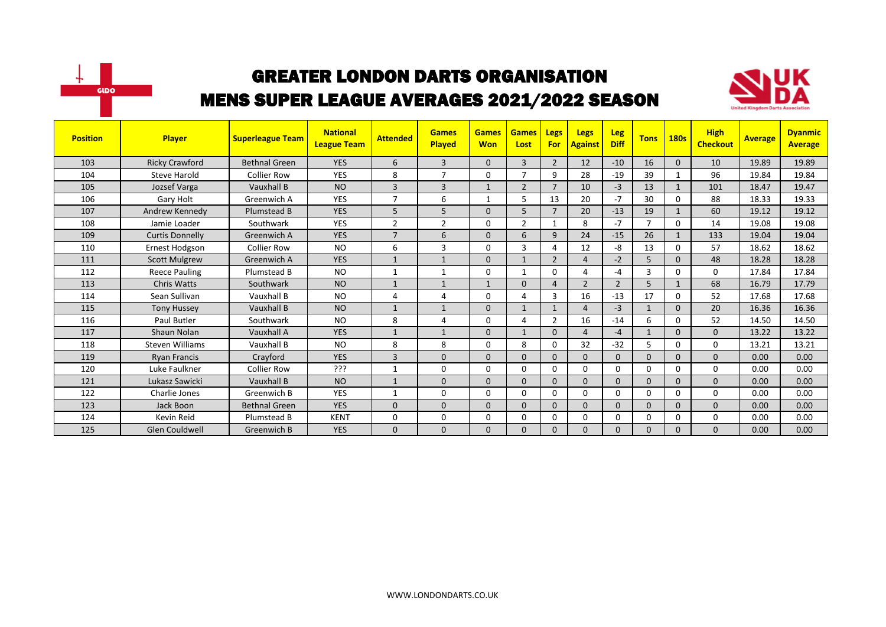# GREATER LONDON DARTS ORGANISATION

## MENS SUPER LEAGUE AVERAGES 2021/2022 SEASON

| Position | Player | Superleague Team | National League Team | Attended | Games Played | Games Won | Games Lost | Legs For | Legs Against | Leg Diff | Tons | 180s | High Checkout | Average | Dyanmic Average |
|---|---|---|---|---|---|---|---|---|---|---|---|---|---|---|---|
| 103 | Ricky Crawford | Bethnal Green | YES | 6 | 3 | 0 | 3 | 2 | 12 | -10 | 16 | 0 | 10 | 19.89 | 19.89 |
| 104 | Steve Harold | Collier Row | YES | 8 | 7 | 0 | 7 | 9 | 28 | -19 | 39 | 1 | 96 | 19.84 | 19.84 |
| 105 | Jozsef Varga | Vauxhall B | NO | 3 | 3 | 1 | 2 | 7 | 10 | -3 | 13 | 1 | 101 | 18.47 | 19.47 |
| 106 | Gary Holt | Greenwich A | YES | 7 | 6 | 1 | 5 | 13 | 20 | -7 | 30 | 0 | 88 | 18.33 | 19.33 |
| 107 | Andrew Kennedy | Plumstead B | YES | 5 | 5 | 0 | 5 | 7 | 20 | -13 | 19 | 1 | 60 | 19.12 | 19.12 |
| 108 | Jamie Loader | Southwark | YES | 2 | 2 | 0 | 2 | 1 | 8 | -7 | 7 | 0 | 14 | 19.08 | 19.08 |
| 109 | Curtis Donnelly | Greenwich A | YES | 7 | 6 | 0 | 6 | 9 | 24 | -15 | 26 | 1 | 133 | 19.04 | 19.04 |
| 110 | Ernest Hodgson | Collier Row | NO | 6 | 3 | 0 | 3 | 4 | 12 | -8 | 13 | 0 | 57 | 18.62 | 18.62 |
| 111 | Scott Mulgrew | Greenwich A | YES | 1 | 1 | 0 | 1 | 2 | 4 | -2 | 5 | 0 | 48 | 18.28 | 18.28 |
| 112 | Reece Pauling | Plumstead B | NO | 1 | 1 | 0 | 1 | 0 | 4 | -4 | 3 | 0 | 0 | 17.84 | 17.84 |
| 113 | Chris Watts | Southwark | NO | 1 | 1 | 1 | 0 | 4 | 2 | 2 | 5 | 1 | 68 | 16.79 | 17.79 |
| 114 | Sean Sullivan | Vauxhall B | NO | 4 | 4 | 0 | 4 | 3 | 16 | -13 | 17 | 0 | 52 | 17.68 | 17.68 |
| 115 | Tony Hussey | Vauxhall B | NO | 1 | 1 | 0 | 1 | 1 | 4 | -3 | 1 | 0 | 20 | 16.36 | 16.36 |
| 116 | Paul Butler | Southwark | NO | 8 | 4 | 0 | 4 | 2 | 16 | -14 | 6 | 0 | 52 | 14.50 | 14.50 |
| 117 | Shaun Nolan | Vauxhall A | YES | 1 | 1 | 0 | 1 | 0 | 4 | -4 | 1 | 0 | 0 | 13.22 | 13.22 |
| 118 | Steven Williams | Vauxhall B | NO | 8 | 8 | 0 | 8 | 0 | 32 | -32 | 5 | 0 | 0 | 13.21 | 13.21 |
| 119 | Ryan Francis | Crayford | YES | 3 | 0 | 0 | 0 | 0 | 0 | 0 | 0 | 0 | 0 | 0.00 | 0.00 |
| 120 | Luke Faulkner | Collier Row | ??? | 1 | 0 | 0 | 0 | 0 | 0 | 0 | 0 | 0 | 0 | 0.00 | 0.00 |
| 121 | Lukasz Sawicki | Vauxhall B | NO | 1 | 0 | 0 | 0 | 0 | 0 | 0 | 0 | 0 | 0 | 0.00 | 0.00 |
| 122 | Charlie Jones | Greenwich B | YES | 1 | 0 | 0 | 0 | 0 | 0 | 0 | 0 | 0 | 0 | 0.00 | 0.00 |
| 123 | Jack Boon | Bethnal Green | YES | 0 | 0 | 0 | 0 | 0 | 0 | 0 | 0 | 0 | 0 | 0.00 | 0.00 |
| 124 | Kevin Reid | Plumstead B | KENT | 0 | 0 | 0 | 0 | 0 | 0 | 0 | 0 | 0 | 0 | 0.00 | 0.00 |
| 125 | Glen Couldwell | Greenwich B | YES | 0 | 0 | 0 | 0 | 0 | 0 | 0 | 0 | 0 | 0 | 0.00 | 0.00 |

WWW.LONDONDARTS.CO.UK